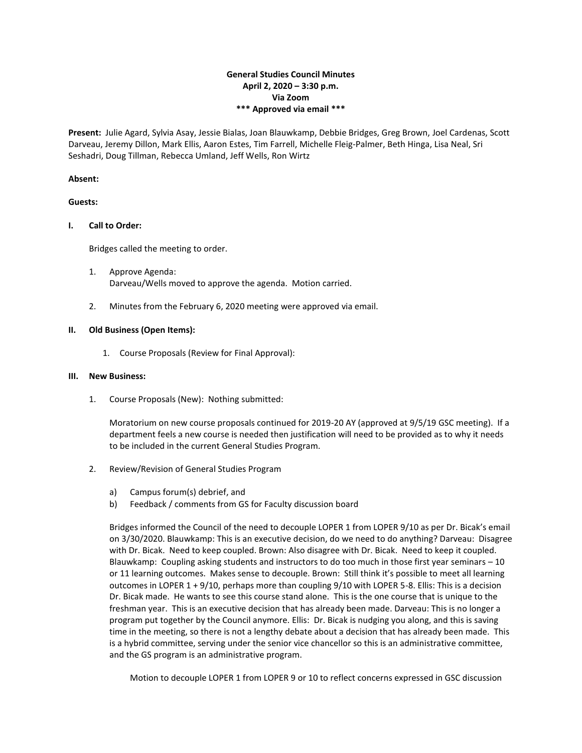**General Studies Council Minutes**
**April 2, 2020 – 3:30 p.m.**
**Via Zoom**
**\*\*\* Approved via email \*\*\***

**Present:** Julie Agard, Sylvia Asay, Jessie Bialas, Joan Blauwkamp, Debbie Bridges, Greg Brown, Joel Cardenas, Scott Darveau, Jeremy Dillon, Mark Ellis, Aaron Estes, Tim Farrell, Michelle Fleig-Palmer, Beth Hinga, Lisa Neal, Sri Seshadri, Doug Tillman, Rebecca Umland, Jeff Wells, Ron Wirtz

**Absent:**

**Guests:**

## I. Call to Order:

Bridges called the meeting to order.

1. Approve Agenda:
   Darveau/Wells moved to approve the agenda. Motion carried.

2. Minutes from the February 6, 2020 meeting were approved via email.

## II. Old Business (Open Items):

1. Course Proposals (Review for Final Approval):

## III. New Business:

1. Course Proposals (New): Nothing submitted:

   Moratorium on new course proposals continued for 2019-20 AY (approved at 9/5/19 GSC meeting). If a department feels a new course is needed then justification will need to be provided as to why it needs to be included in the current General Studies Program.

2. Review/Revision of General Studies Program

   a) Campus forum(s) debrief, and
   b) Feedback / comments from GS for Faculty discussion board

   Bridges informed the Council of the need to decouple LOPER 1 from LOPER 9/10 as per Dr. Bicak's email on 3/30/2020. Blauwkamp: This is an executive decision, do we need to do anything? Darveau: Disagree with Dr. Bicak. Need to keep coupled. Brown: Also disagree with Dr. Bicak. Need to keep it coupled. Blauwkamp: Coupling asking students and instructors to do too much in those first year seminars – 10 or 11 learning outcomes. Makes sense to decouple. Brown: Still think it's possible to meet all learning outcomes in LOPER 1 + 9/10, perhaps more than coupling 9/10 with LOPER 5-8. Ellis: This is a decision Dr. Bicak made. He wants to see this course stand alone. This is the one course that is unique to the freshman year. This is an executive decision that has already been made. Darveau: This is no longer a program put together by the Council anymore. Ellis: Dr. Bicak is nudging you along, and this is saving time in the meeting, so there is not a lengthy debate about a decision that has already been made. This is a hybrid committee, serving under the senior vice chancellor so this is an administrative committee, and the GS program is an administrative program.

   Motion to decouple LOPER 1 from LOPER 9 or 10 to reflect concerns expressed in GSC discussion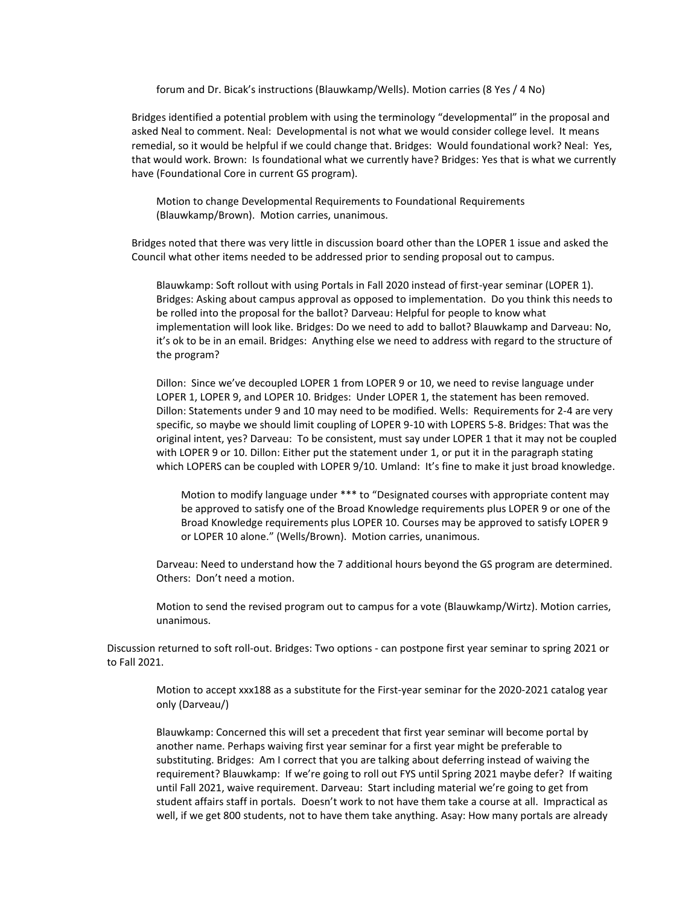forum and Dr. Bicak's instructions (Blauwkamp/Wells). Motion carries (8 Yes / 4 No)

Bridges identified a potential problem with using the terminology "developmental" in the proposal and asked Neal to comment. Neal: Developmental is not what we would consider college level. It means remedial, so it would be helpful if we could change that. Bridges: Would foundational work? Neal: Yes, that would work. Brown: Is foundational what we currently have? Bridges: Yes that is what we currently have (Foundational Core in current GS program).

> Motion to change Developmental Requirements to Foundational Requirements (Blauwkamp/Brown). Motion carries, unanimous.

Bridges noted that there was very little in discussion board other than the LOPER 1 issue and asked the Council what other items needed to be addressed prior to sending proposal out to campus.

> Blauwkamp: Soft rollout with using Portals in Fall 2020 instead of first-year seminar (LOPER 1). Bridges: Asking about campus approval as opposed to implementation. Do you think this needs to be rolled into the proposal for the ballot? Darveau: Helpful for people to know what implementation will look like. Bridges: Do we need to add to ballot? Blauwkamp and Darveau: No, it's ok to be in an email. Bridges: Anything else we need to address with regard to the structure of the program?
>
> Dillon: Since we've decoupled LOPER 1 from LOPER 9 or 10, we need to revise language under LOPER 1, LOPER 9, and LOPER 10. Bridges: Under LOPER 1, the statement has been removed. Dillon: Statements under 9 and 10 may need to be modified. Wells: Requirements for 2-4 are very specific, so maybe we should limit coupling of LOPER 9-10 with LOPERS 5-8. Bridges: That was the original intent, yes? Darveau: To be consistent, must say under LOPER 1 that it may not be coupled with LOPER 9 or 10. Dillon: Either put the statement under 1, or put it in the paragraph stating which LOPERS can be coupled with LOPER 9/10. Umland: It's fine to make it just broad knowledge.
>
> > Motion to modify language under *** to "Designated courses with appropriate content may be approved to satisfy one of the Broad Knowledge requirements plus LOPER 9 or one of the Broad Knowledge requirements plus LOPER 10. Courses may be approved to satisfy LOPER 9 or LOPER 10 alone." (Wells/Brown). Motion carries, unanimous.
>
> Darveau: Need to understand how the 7 additional hours beyond the GS program are determined. Others: Don't need a motion.
>
> Motion to send the revised program out to campus for a vote (Blauwkamp/Wirtz). Motion carries, unanimous.

Discussion returned to soft roll-out. Bridges: Two options - can postpone first year seminar to spring 2021 or to Fall 2021.

> Motion to accept xxx188 as a substitute for the First-year seminar for the 2020-2021 catalog year only (Darveau/)
>
> Blauwkamp: Concerned this will set a precedent that first year seminar will become portal by another name. Perhaps waiving first year seminar for a first year might be preferable to substituting. Bridges: Am I correct that you are talking about deferring instead of waiving the requirement? Blauwkamp: If we're going to roll out FYS until Spring 2021 maybe defer? If waiting until Fall 2021, waive requirement. Darveau: Start including material we're going to get from student affairs staff in portals. Doesn't work to not have them take a course at all. Impractical as well, if we get 800 students, not to have them take anything. Asay: How many portals are already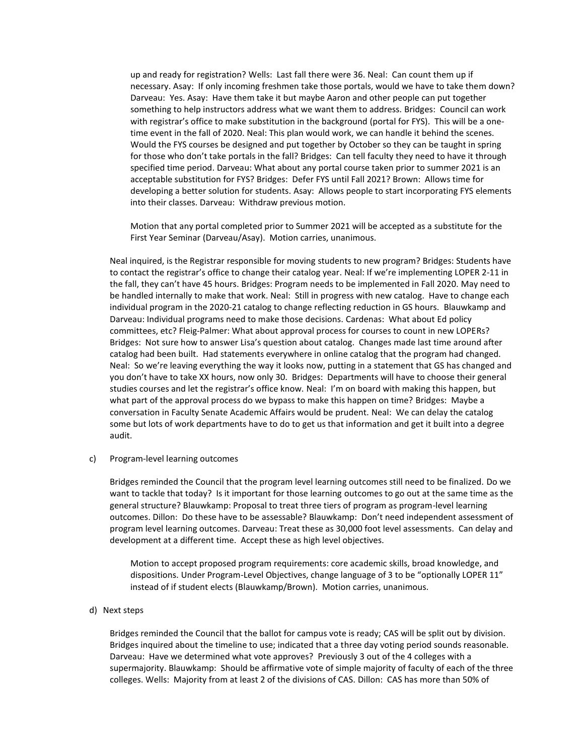up and ready for registration? Wells: Last fall there were 36. Neal: Can count them up if necessary. Asay: If only incoming freshmen take those portals, would we have to take them down? Darveau: Yes. Asay: Have them take it but maybe Aaron and other people can put together something to help instructors address what we want them to address. Bridges: Council can work with registrar's office to make substitution in the background (portal for FYS). This will be a one-time event in the fall of 2020. Neal: This plan would work, we can handle it behind the scenes. Would the FYS courses be designed and put together by October so they can be taught in spring for those who don't take portals in the fall? Bridges: Can tell faculty they need to have it through specified time period. Darveau: What about any portal course taken prior to summer 2021 is an acceptable substitution for FYS? Bridges: Defer FYS until Fall 2021? Brown: Allows time for developing a better solution for students. Asay: Allows people to start incorporating FYS elements into their classes. Darveau: Withdraw previous motion.

Motion that any portal completed prior to Summer 2021 will be accepted as a substitute for the First Year Seminar (Darveau/Asay). Motion carries, unanimous.

Neal inquired, is the Registrar responsible for moving students to new program? Bridges: Students have to contact the registrar's office to change their catalog year. Neal: If we're implementing LOPER 2-11 in the fall, they can't have 45 hours. Bridges: Program needs to be implemented in Fall 2020. May need to be handled internally to make that work. Neal: Still in progress with new catalog. Have to change each individual program in the 2020-21 catalog to change reflecting reduction in GS hours. Blauwkamp and Darveau: Individual programs need to make those decisions. Cardenas: What about Ed policy committees, etc? Fleig-Palmer: What about approval process for courses to count in new LOPERs? Bridges: Not sure how to answer Lisa's question about catalog. Changes made last time around after catalog had been built. Had statements everywhere in online catalog that the program had changed. Neal: So we're leaving everything the way it looks now, putting in a statement that GS has changed and you don't have to take XX hours, now only 30. Bridges: Departments will have to choose their general studies courses and let the registrar's office know. Neal: I'm on board with making this happen, but what part of the approval process do we bypass to make this happen on time? Bridges: Maybe a conversation in Faculty Senate Academic Affairs would be prudent. Neal: We can delay the catalog some but lots of work departments have to do to get us that information and get it built into a degree audit.

c) Program-level learning outcomes

Bridges reminded the Council that the program level learning outcomes still need to be finalized. Do we want to tackle that today? Is it important for those learning outcomes to go out at the same time as the general structure? Blauwkamp: Proposal to treat three tiers of program as program-level learning outcomes. Dillon: Do these have to be assessable? Blauwkamp: Don't need independent assessment of program level learning outcomes. Darveau: Treat these as 30,000 foot level assessments. Can delay and development at a different time. Accept these as high level objectives.

Motion to accept proposed program requirements: core academic skills, broad knowledge, and dispositions. Under Program-Level Objectives, change language of 3 to be "optionally LOPER 11" instead of if student elects (Blauwkamp/Brown). Motion carries, unanimous.

d) Next steps

Bridges reminded the Council that the ballot for campus vote is ready; CAS will be split out by division. Bridges inquired about the timeline to use; indicated that a three day voting period sounds reasonable. Darveau: Have we determined what vote approves? Previously 3 out of the 4 colleges with a supermajority. Blauwkamp: Should be affirmative vote of simple majority of faculty of each of the three colleges. Wells: Majority from at least 2 of the divisions of CAS. Dillon: CAS has more than 50% of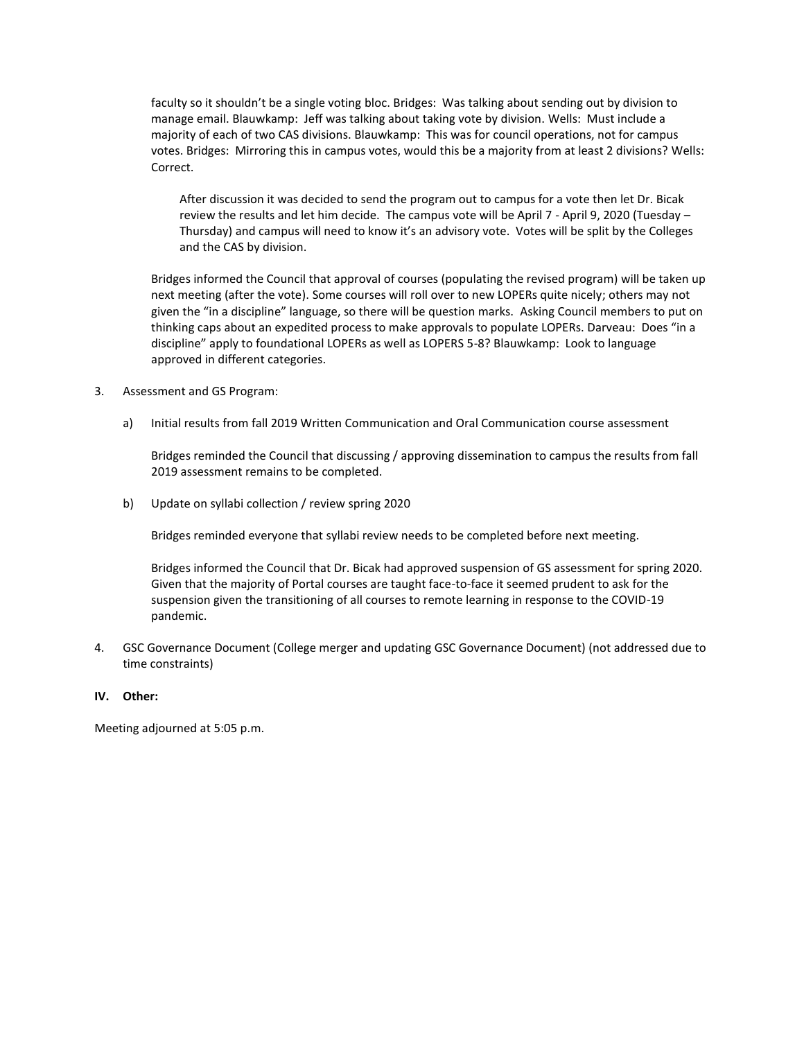faculty so it shouldn't be a single voting bloc. Bridges: Was talking about sending out by division to manage email. Blauwkamp: Jeff was talking about taking vote by division. Wells: Must include a majority of each of two CAS divisions. Blauwkamp: This was for council operations, not for campus votes. Bridges: Mirroring this in campus votes, would this be a majority from at least 2 divisions? Wells: Correct.

> After discussion it was decided to send the program out to campus for a vote then let Dr. Bicak review the results and let him decide. The campus vote will be April 7 - April 9, 2020 (Tuesday – Thursday) and campus will need to know it's an advisory vote. Votes will be split by the Colleges and the CAS by division.

Bridges informed the Council that approval of courses (populating the revised program) will be taken up next meeting (after the vote). Some courses will roll over to new LOPERs quite nicely; others may not given the "in a discipline" language, so there will be question marks. Asking Council members to put on thinking caps about an expedited process to make approvals to populate LOPERs. Darveau: Does "in a discipline" apply to foundational LOPERs as well as LOPERS 5-8? Blauwkamp: Look to language approved in different categories.

3. Assessment and GS Program:

   a) Initial results from fall 2019 Written Communication and Oral Communication course assessment

      Bridges reminded the Council that discussing / approving dissemination to campus the results from fall 2019 assessment remains to be completed.

   b) Update on syllabi collection / review spring 2020

      Bridges reminded everyone that syllabi review needs to be completed before next meeting.

      Bridges informed the Council that Dr. Bicak had approved suspension of GS assessment for spring 2020. Given that the majority of Portal courses are taught face-to-face it seemed prudent to ask for the suspension given the transitioning of all courses to remote learning in response to the COVID-19 pandemic.

4. GSC Governance Document (College merger and updating GSC Governance Document) (not addressed due to time constraints)

**IV. Other:**

Meeting adjourned at 5:05 p.m.